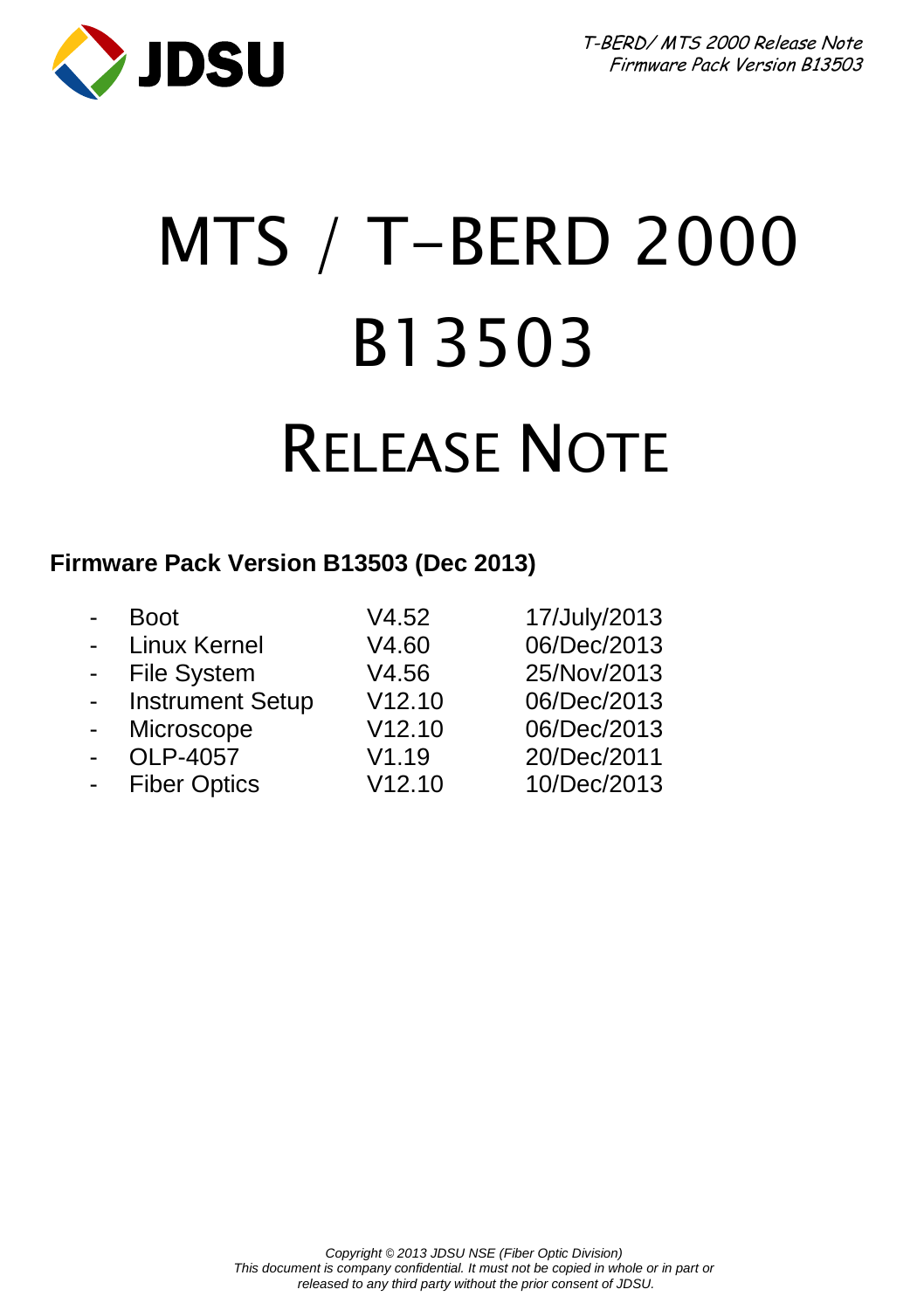# MTS / T-BERD 2000
# B13503
# RELEASE NOTE

**Firmware Pack Version B13503 (Dec 2013)**

| | | |
|---|---|---|
| - Boot | V4.52 | 17/July/2013 |
| - Linux Kernel | V4.60 | 06/Dec/2013 |
| - File System | V4.56 | 25/Nov/2013 |
| - Instrument Setup | V12.10 | 06/Dec/2013 |
| - Microscope | V12.10 | 06/Dec/2013 |
| - OLP-4057 | V1.19 | 20/Dec/2011 |
| - Fiber Optics | V12.10 | 10/Dec/2013 |

*Copyright © 2013 JDSU NSE (Fiber Optic Division)*
*This document is company confidential. It must not be copied in whole or in part or released to any third party without the prior consent of JDSU.*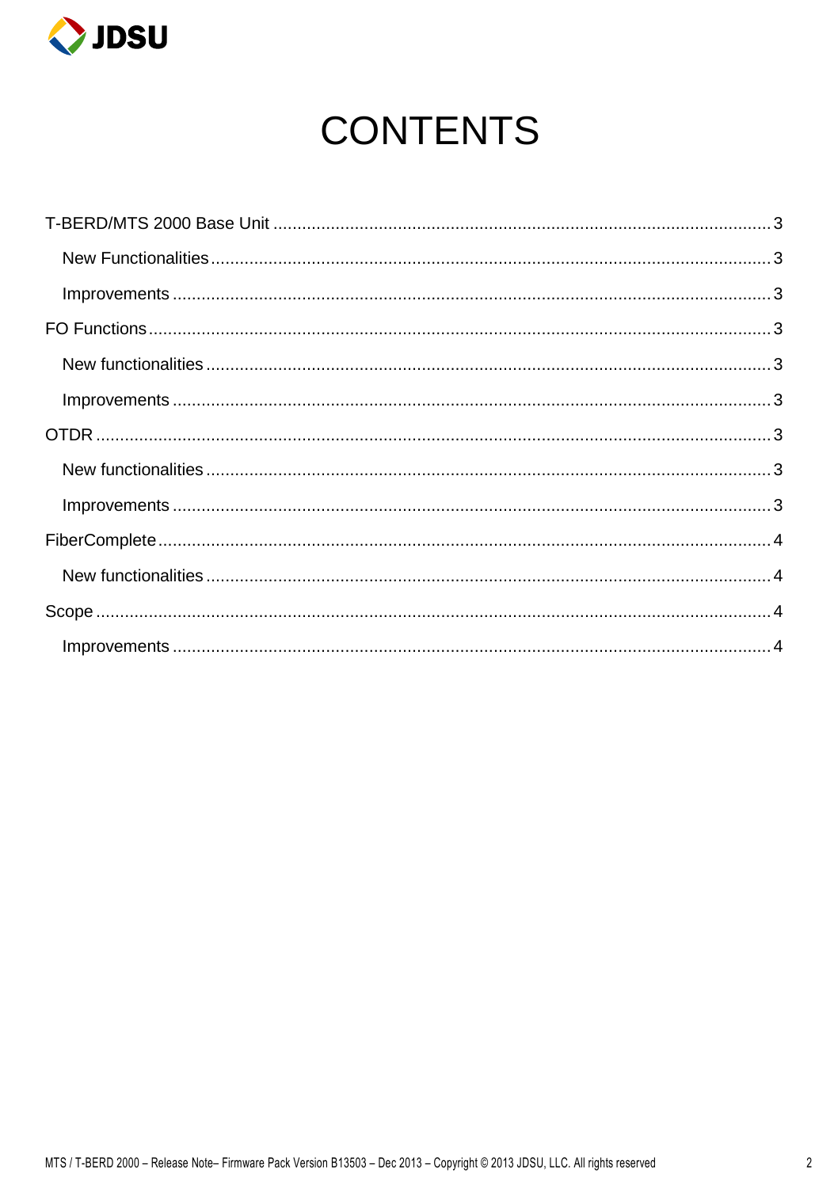# CONTENTS

- T-BERD/MTS 2000 Base Unit ........ 3
  - New Functionalities ........ 3
  - Improvements ........ 3
- FO Functions ........ 3
  - New functionalities ........ 3
  - Improvements ........ 3
- OTDR ........ 3
  - New functionalities ........ 3
  - Improvements ........ 3
- FiberComplete ........ 4
  - New functionalities ........ 4
- Scope ........ 4
  - Improvements ........ 4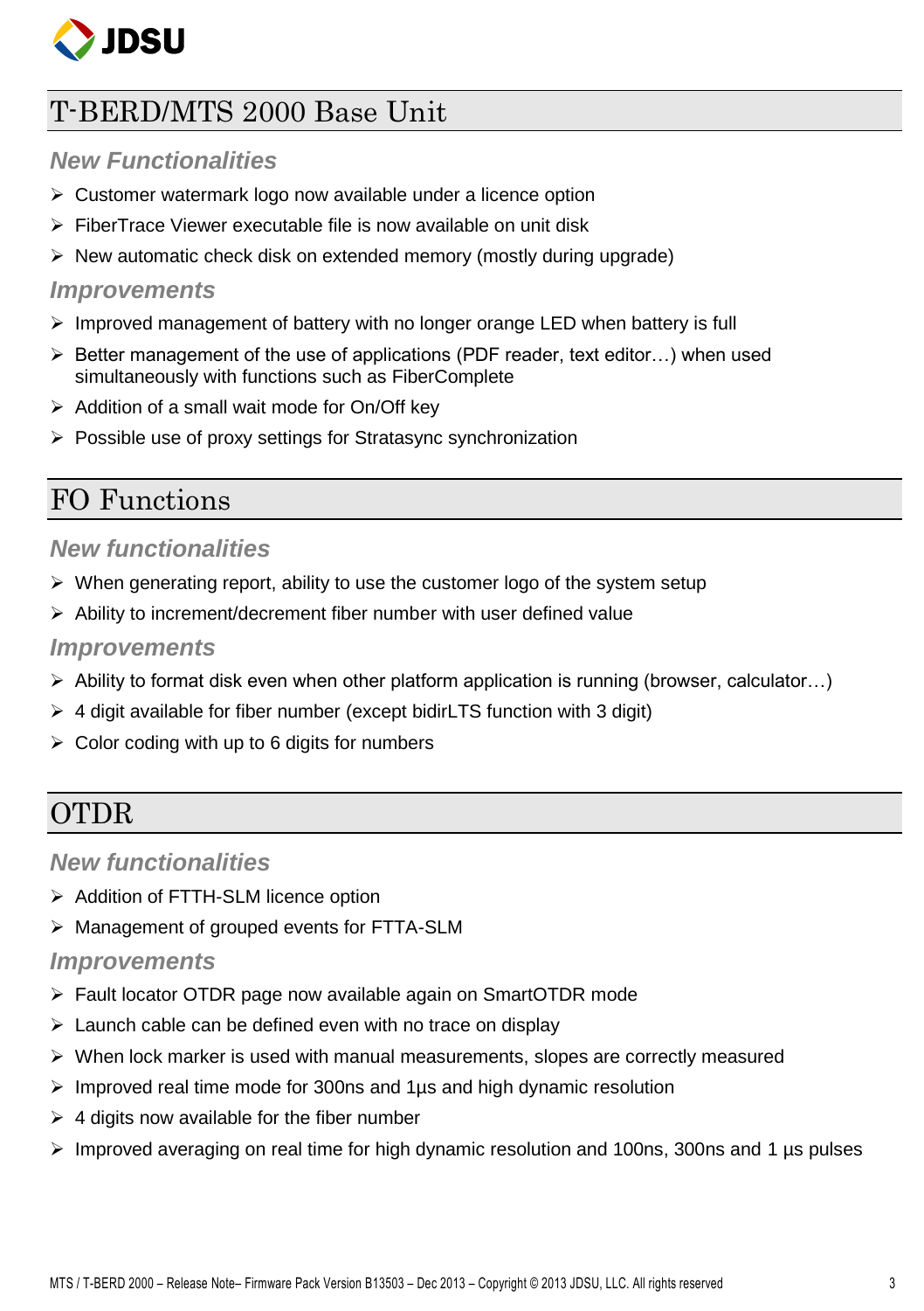## T-BERD/MTS 2000 Base Unit

### New Functionalities

- Customer watermark logo now available under a licence option
- FiberTrace Viewer executable file is now available on unit disk
- New automatic check disk on extended memory (mostly during upgrade)

### Improvements

- Improved management of battery with no longer orange LED when battery is full
- Better management of the use of applications (PDF reader, text editor…) when used simultaneously with functions such as FiberComplete
- Addition of a small wait mode for On/Off key
- Possible use of proxy settings for Stratasync synchronization

## FO Functions

### New functionalities

- When generating report, ability to use the customer logo of the system setup
- Ability to increment/decrement fiber number with user defined value

### Improvements

- Ability to format disk even when other platform application is running (browser, calculator…)
- 4 digit available for fiber number (except bidirLTS function with 3 digit)
- Color coding with up to 6 digits for numbers

## OTDR

### New functionalities

- Addition of FTTH-SLM licence option
- Management of grouped events for FTTA-SLM

### Improvements

- Fault locator OTDR page now available again on SmartOTDR mode
- Launch cable can be defined even with no trace on display
- When lock marker is used with manual measurements, slopes are correctly measured
- Improved real time mode for 300ns and 1µs and high dynamic resolution
- 4 digits now available for the fiber number
- Improved averaging on real time for high dynamic resolution and 100ns, 300ns and 1 µs pulses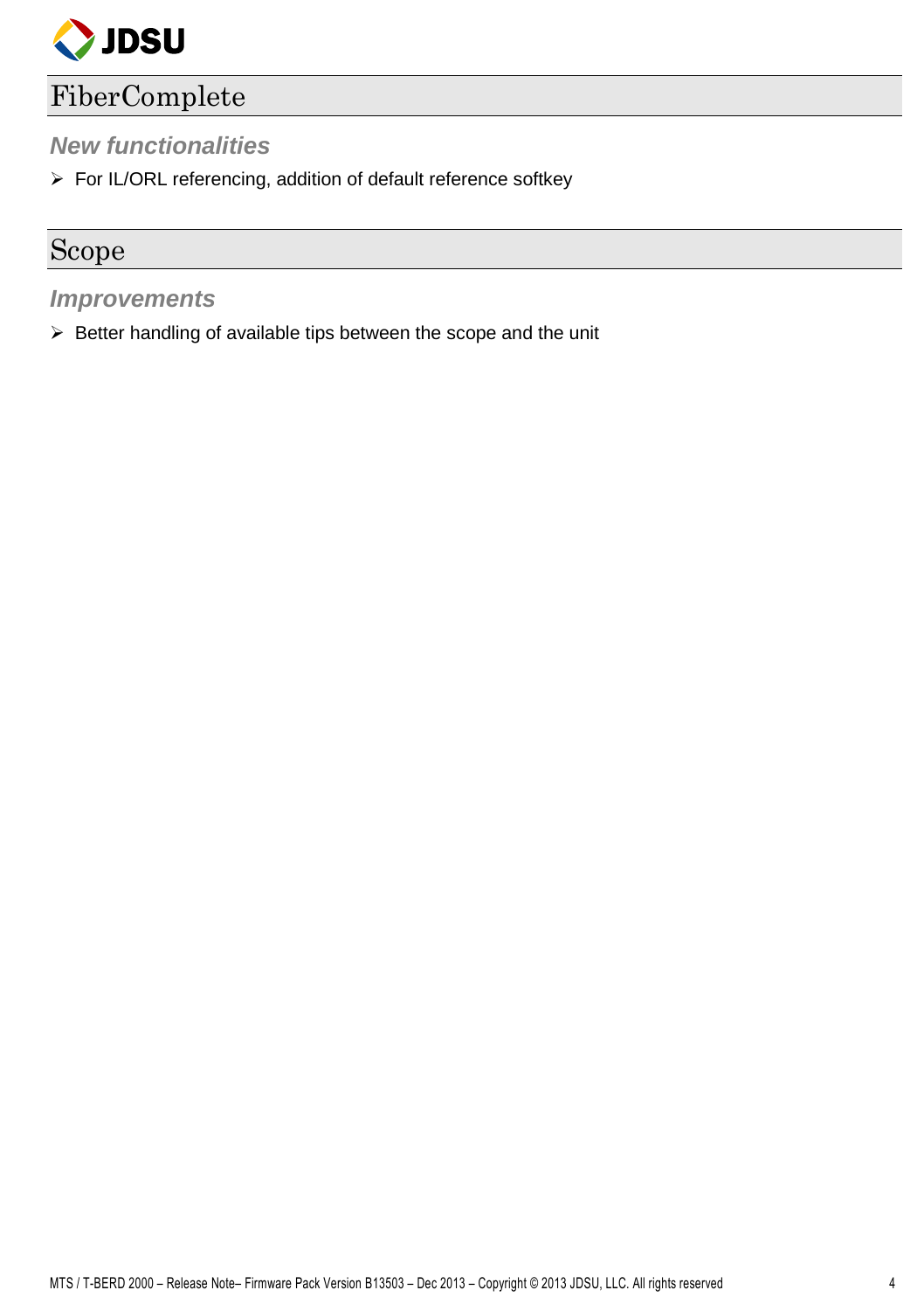# FiberComplete

### *New functionalities*

- For IL/ORL referencing, addition of default reference softkey

# Scope

### *Improvements*

- Better handling of available tips between the scope and the unit